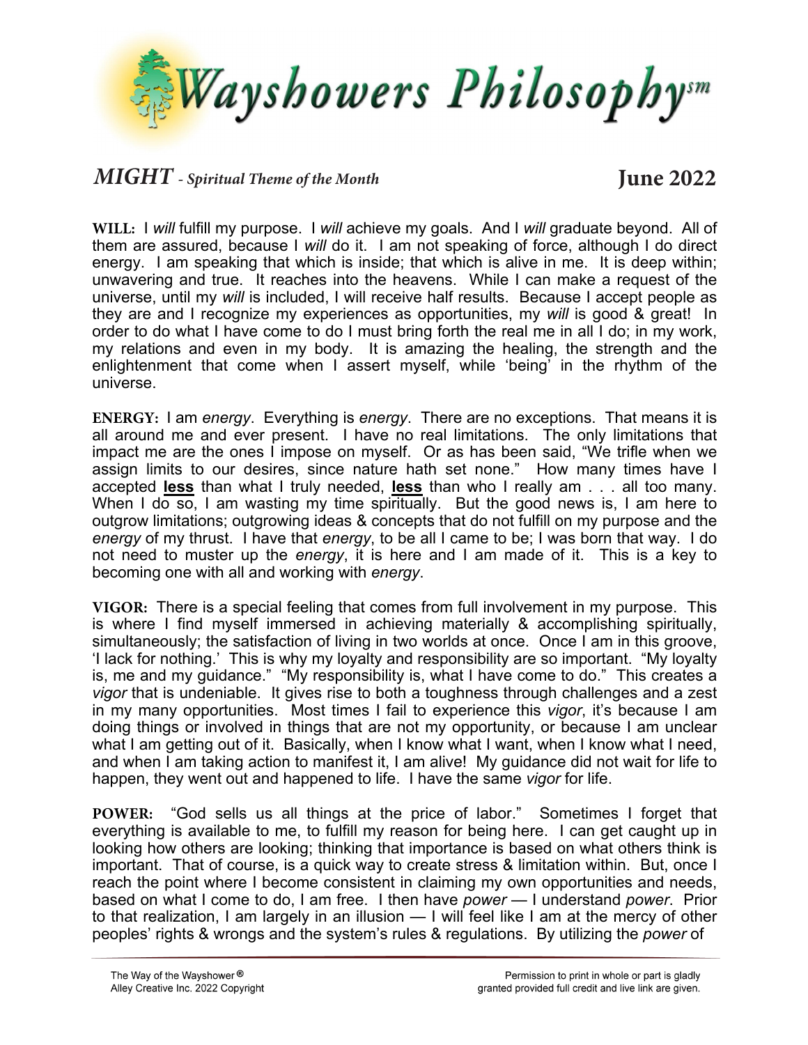# Wayshowers Philosophy℠

## *MIGHT* - *Spiritual Theme of the Month* **June 2022**

**WILL:** I *will* fulfill my purpose. I *will* achieve my goals. And I *will* graduate beyond. All of them are assured, because I *will* do it. I am not speaking of force, although I do direct energy. I am speaking that which is inside; that which is alive in me. It is deep within; unwavering and true. It reaches into the heavens. While I can make a request of the universe, until my *will* is included, I will receive half results. Because I accept people as they are and I recognize my experiences as opportunities, my *will* is good & great! In order to do what I have come to do I must bring forth the real me in all I do; in my work, my relations and even in my body. It is amazing the healing, the strength and the enlightenment that come when I assert myself, while 'being' in the rhythm of the universe.

**ENERGY:** I am *energy*. Everything is *energy*. There are no exceptions. That means it is all around me and ever present. I have no real limitations. The only limitations that impact me are the ones I impose on myself. Or as has been said, "We trifle when we assign limits to our desires, since nature hath set none." How many times have I accepted **less** than what I truly needed, **less** than who I really am . . . all too many. When I do so, I am wasting my time spiritually. But the good news is, I am here to outgrow limitations; outgrowing ideas & concepts that do not fulfill on my purpose and the *energy* of my thrust. I have that *energy*, to be all I came to be; I was born that way. I do not need to muster up the *energy*, it is here and I am made of it. This is a key to becoming one with all and working with *energy*.

**VIGOR:** There is a special feeling that comes from full involvement in my purpose. This is where I find myself immersed in achieving materially & accomplishing spiritually, simultaneously; the satisfaction of living in two worlds at once. Once I am in this groove, 'I lack for nothing.' This is why my loyalty and responsibility are so important. "My loyalty is, me and my guidance." "My responsibility is, what I have come to do." This creates a *vigor* that is undeniable. It gives rise to both a toughness through challenges and a zest in my many opportunities. Most times I fail to experience this *vigor*, it's because I am doing things or involved in things that are not my opportunity, or because I am unclear what I am getting out of it. Basically, when I know what I want, when I know what I need, and when I am taking action to manifest it, I am alive! My guidance did not wait for life to happen, they went out and happened to life. I have the same *vigor* for life.

**POWER:** "God sells us all things at the price of labor." Sometimes I forget that everything is available to me, to fulfill my reason for being here. I can get caught up in looking how others are looking; thinking that importance is based on what others think is important. That of course, is a quick way to create stress & limitation within. But, once I reach the point where I become consistent in claiming my own opportunities and needs, based on what I come to do, I am free. I then have *power* — I understand *power*. Prior to that realization, I am largely in an illusion — I will feel like I am at the mercy of other peoples' rights & wrongs and the system's rules & regulations. By utilizing the *power* of

The Way of the Wayshower®
Alley Creative Inc. 2022 Copyright

Permission to print in whole or part is gladly granted provided full credit and live link are given.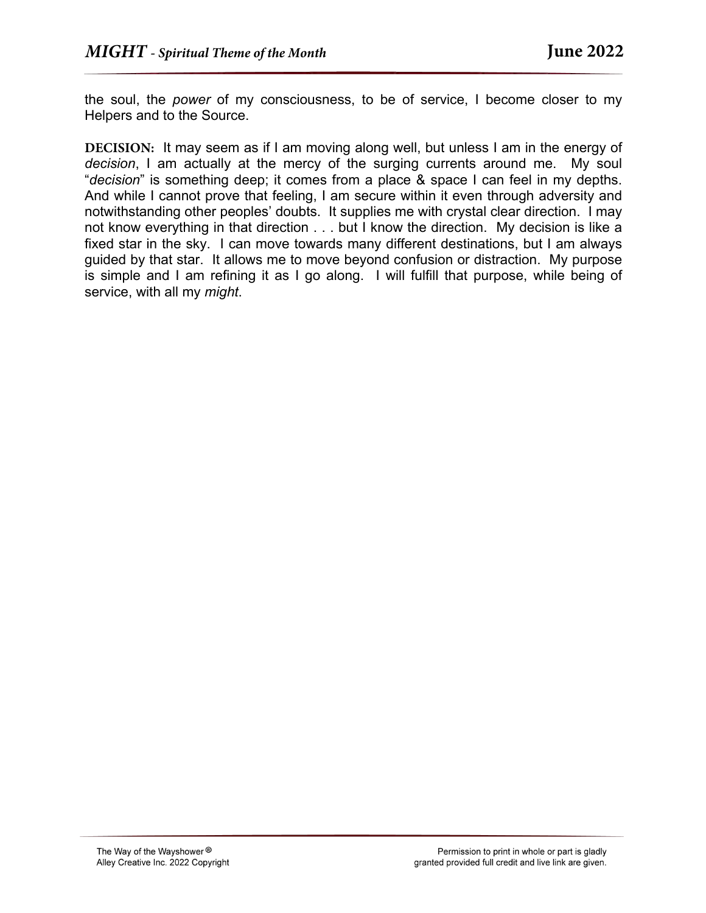the soul, the *power* of my consciousness, to be of service, I become closer to my Helpers and to the Source.

**DECISION:** It may seem as if I am moving along well, but unless I am in the energy of *decision*, I am actually at the mercy of the surging currents around me. My soul "*decision*" is something deep; it comes from a place & space I can feel in my depths. And while I cannot prove that feeling, I am secure within it even through adversity and notwithstanding other peoples' doubts. It supplies me with crystal clear direction. I may not know everything in that direction . . . but I know the direction. My decision is like a fixed star in the sky. I can move towards many different destinations, but I am always guided by that star. It allows me to move beyond confusion or distraction. My purpose is simple and I am refining it as I go along. I will fulfill that purpose, while being of service, with all my *might*.